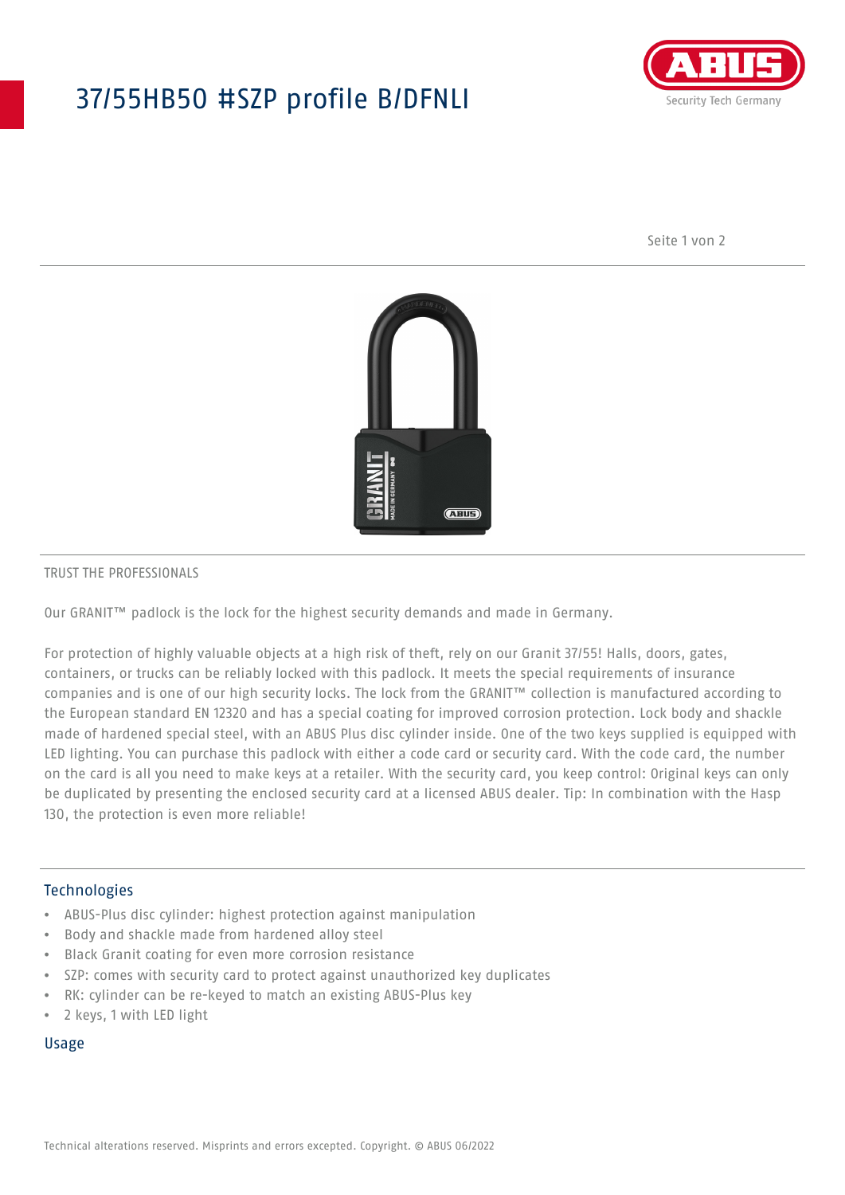# 37/55HB50 #SZP profile B/DFNLI

TRUST THE PROFESSIONALS

Our GRANIT™ padlock is the lock for the highest security demands and made in Germany.

For protection of highly valuable objects at a high risk of theft, rely on our Granit 37/55! Halls, doors, gates, containers, or trucks can be reliably locked with this padlock. It meets the special requirements of insurance companies and is one of our high security locks. The lock from the GRANIT™ collection is manufactured according to the European standard EN 12320 and has a special coating for improved corrosion protection. Lock body and shackle made of hardened special steel, with an ABUS Plus disc cylinder inside. One of the two keys supplied is equipped with LED lighting. You can purchase this padlock with either a code card or security card. With the code card, the number on the card is all you need to make keys at a retailer. With the security card, you keep control: Original keys can only be duplicated by presenting the enclosed security card at a licensed ABUS dealer. Tip: In combination with the Hasp 130, the protection is even more reliable!

## Technologies

- ABUS-Plus disc cylinder: highest protection against manipulation
- Body and shackle made from hardened alloy steel
- Black Granit coating for even more corrosion resistance
- SZP: comes with security card to protect against unauthorized key duplicates
- RK: cylinder can be re-keyed to match an existing ABUS-Plus key
- 2 keys, 1 with LED light

## Usage

Technical alterations reserved. Misprints and errors excepted. Copyright. © ABUS 06/2022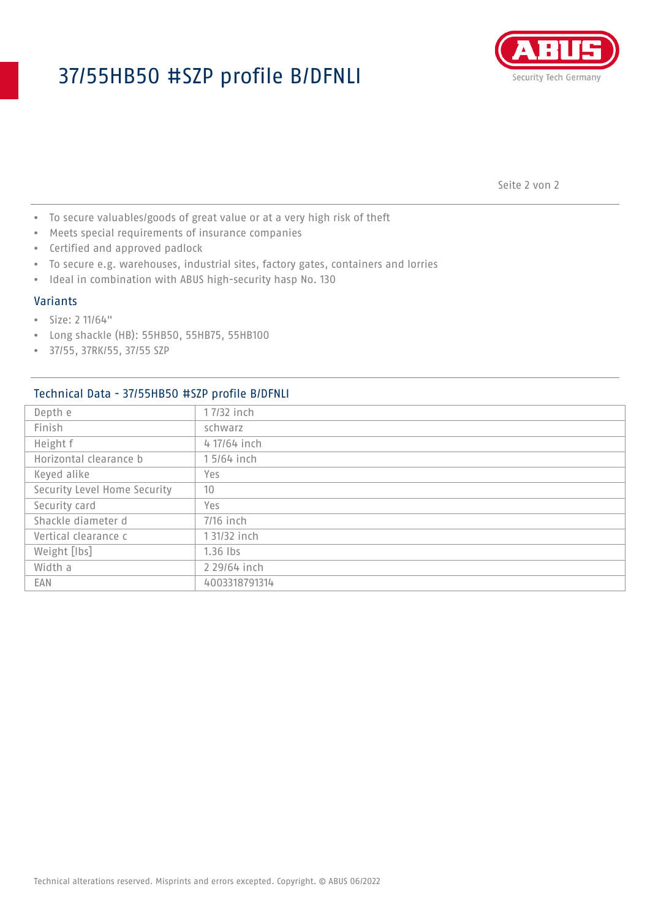# 37/55HB50 #SZP profile B/DFNLI

- To secure valuables/goods of great value or at a very high risk of theft
- Meets special requirements of insurance companies
- Certified and approved padlock
- To secure e.g. warehouses, industrial sites, factory gates, containers and lorries
- Ideal in combination with ABUS high-security hasp No. 130

## Variants

- Size: 2 11/64"
- Long shackle (HB): 55HB50, 55HB75, 55HB100
- 37/55, 37RK/55, 37/55 SZP

## Technical Data - 37/55HB50 #SZP profile B/DFNLI

| | |
|---|---|
| Depth e | 1 7/32 inch |
| Finish | schwarz |
| Height f | 4 17/64 inch |
| Horizontal clearance b | 1 5/64 inch |
| Keyed alike | Yes |
| Security Level Home Security | 10 |
| Security card | Yes |
| Shackle diameter d | 7/16 inch |
| Vertical clearance c | 1 31/32 inch |
| Weight [lbs] | 1.36 lbs |
| Width a | 2 29/64 inch |
| EAN | 4003318791314 |

Technical alterations reserved. Misprints and errors excepted. Copyright. © ABUS 06/2022